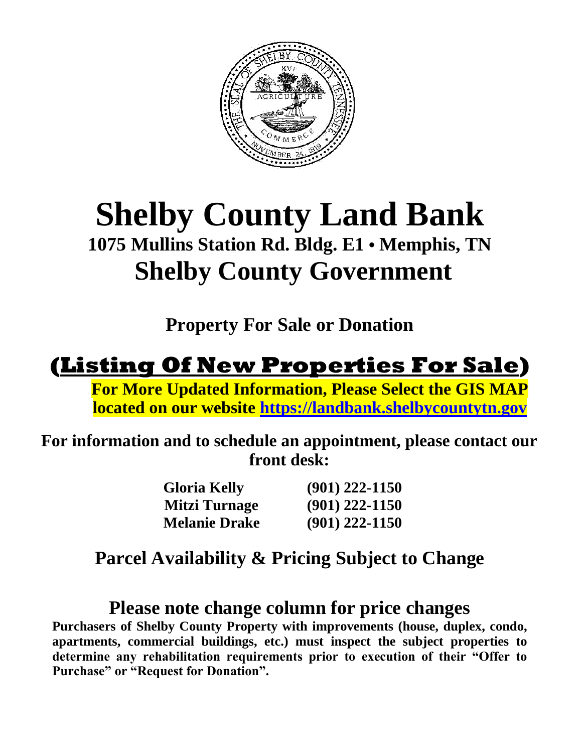# Shelby County Land Bank

## 1075 Mullins Station Rd. Bldg. E1 • Memphis, TN

# Shelby County Government

### Property For Sale or Donation

## (Listing Of New Properties For Sale)

**For More Updated Information, Please Select the GIS MAP located on our website [https://landbank.shelbycountytn.gov](https://landbank.shelbycountytn.gov)**

**For information and to schedule an appointment, please contact our front desk:**

| | |
|---|---|
| **Gloria Kelly** | **(901) 222-1150** |
| **Mitzi Turnage** | **(901) 222-1150** |
| **Melanie Drake** | **(901) 222-1150** |

### Parcel Availability & Pricing Subject to Change

### Please note change column for price changes

**Purchasers of Shelby County Property with improvements (house, duplex, condo, apartments, commercial buildings, etc.) must inspect the subject properties to determine any rehabilitation requirements prior to execution of their "Offer to Purchase" or "Request for Donation".**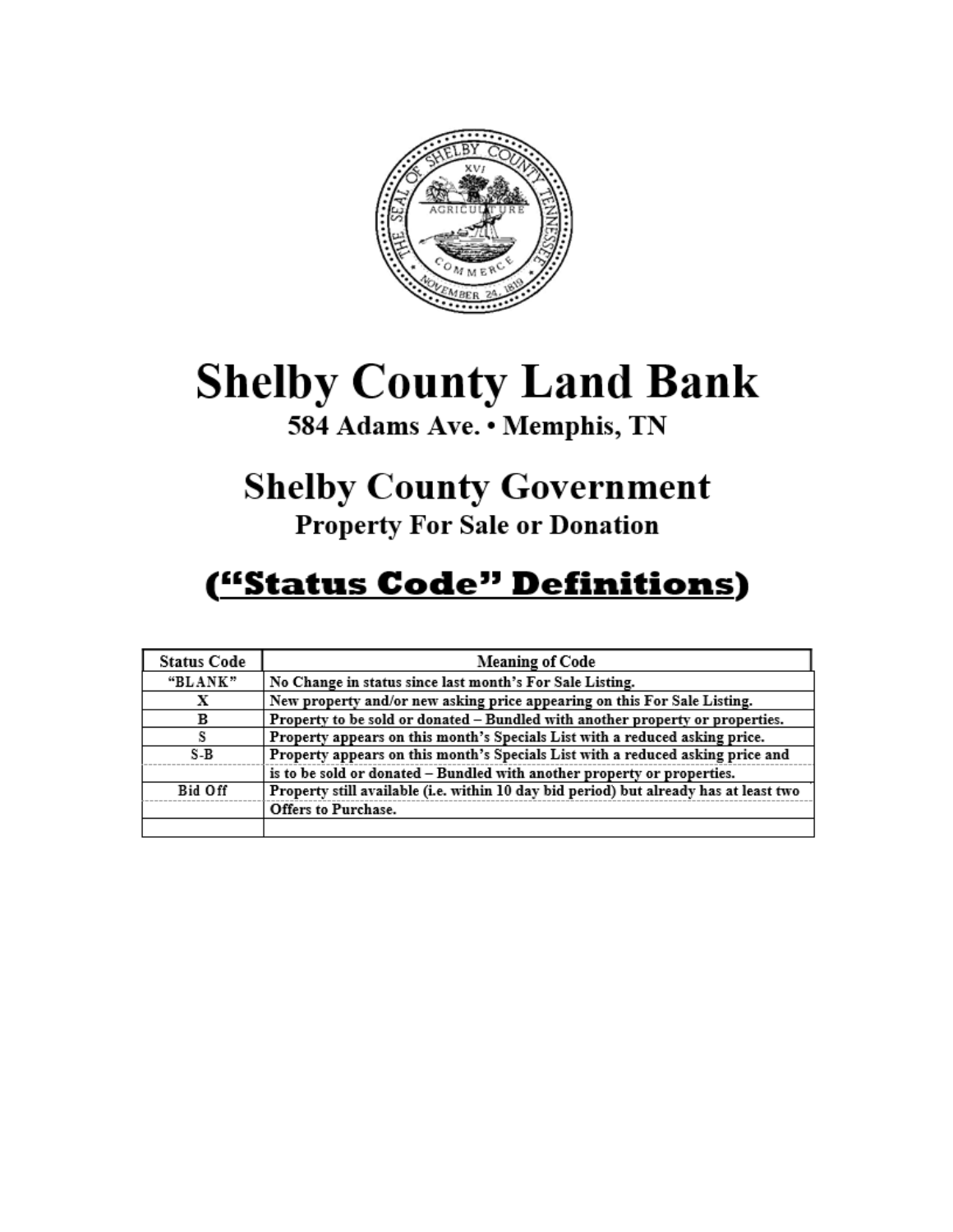# Shelby County Land Bank

**584 Adams Ave. • Memphis, TN**

## Shelby County Government

**Property For Sale or Donation**

## (<u>"Status Code" Definitions</u>)

| Status Code | Meaning of Code |
|---|---|
| "BLANK" | No Change in status since last month's For Sale Listing. |
| X | New property and/or new asking price appearing on this For Sale Listing. |
| B | Property to be sold or donated – Bundled with another property or properties. |
| S | Property appears on this month's Specials List with a reduced asking price. |
| S-B | Property appears on this month's Specials List with a reduced asking price and is to be sold or donated – Bundled with another property or properties. |
| Bid Off | Property still available (i.e. within 10 day bid period) but already has at least two Offers to Purchase. |
| | |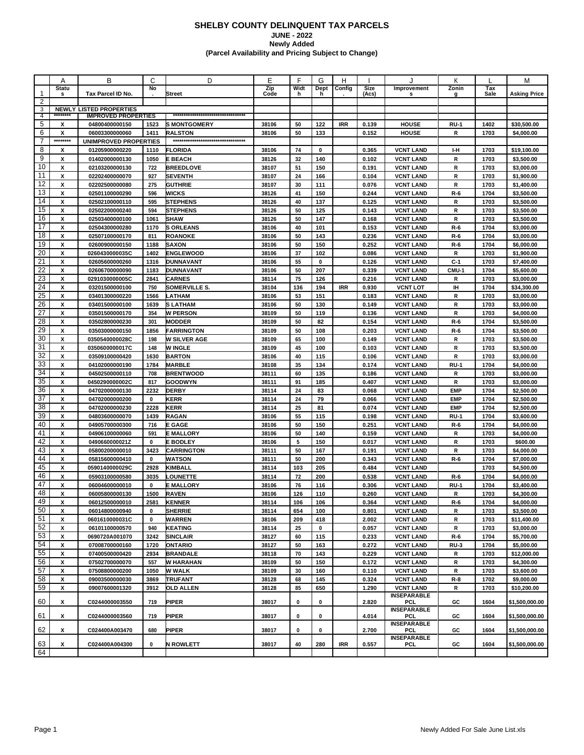# SHELBY COUNTY DELINQUENT TAX PARCELS

**JUNE - 2022**

**Newly Added**

**(Parcel Availability and Pricing Subject to Change)**

| | A | B | C | D | E | F | G | H | I | J | K | L | M |
|---|---|---|---|---|---|---|---|---|---|---|---|---|---|
| 1 | Status | Tax Parcel ID No. | No. | Street | Zip Code | Width | Depth | Config. | Size (Acs) | Improvements | Zoning | Tax Sale | Asking Price |
| 2 | | | | | | | | | | | | | |
| 3 | NEWLY LISTED PROPERTIES | | | | | | | | | | | | |
| 4 | ******** | IMPROVED PROPERTIES | | ******************************** | | | | | | | | | |
| 5 | X | 04800400000150 | 1523 | S MONTGOMERY | 38106 | 50 | 122 | IRR | 0.139 | HOUSE | RU-1 | 1402 | $30,500.00 |
| 6 | X | 06003300000060 | 1411 | RALSTON | 38106 | 50 | 133 | | 0.152 | HOUSE | R | 1703 | $4,000.00 |
| 7 | ******** | UNIMPROVED PROPERTIES | | ******************************** | | | | | | | | | |
| 8 | X | 01205900000220 | 1110 | FLORIDA | 38106 | 74 | 0 | | 0.365 | VCNT LAND | I-H | 1703 | $19,100.00 |
| 9 | X | 01402000000130 | 1050 | E BEACH | 38126 | 32 | 140 | | 0.102 | VCNT LAND | R | 1703 | $3,500.00 |
| 10 | X | 02103200000130 | 722 | BREEDLOVE | 38107 | 51 | 150 | | 0.191 | VCNT LAND | R | 1703 | $3,000.00 |
| 11 | X | 02202400000070 | 927 | SEVENTH | 38107 | 24 | 166 | | 0.104 | VCNT LAND | R | 1703 | $1,900.00 |
| 12 | X | 02202500000080 | 275 | GUTHRIE | 38107 | 30 | 111 | | 0.076 | VCNT LAND | R | 1703 | $1,400.00 |
| 13 | X | 02501100000290 | 596 | WICKS | 38126 | 41 | 150 | | 0.244 | VCNT LAND | R-6 | 1704 | $3,500.00 |
| 14 | X | 02502100000110 | 595 | STEPHENS | 38126 | 40 | 137 | | 0.125 | VCNT LAND | R | 1703 | $3,500.00 |
| 15 | X | 02502200000240 | 594 | STEPHENS | 38126 | 50 | 125 | | 0.143 | VCNT LAND | R | 1703 | $3,500.00 |
| 16 | X | 02503400000100 | 1061 | SHAW | 38126 | 50 | 147 | | 0.168 | VCNT LAND | R | 1703 | $3,500.00 |
| 17 | X | 02504300000280 | 1170 | S ORLEANS | 38106 | 40 | 101 | | 0.153 | VCNT LAND | R-6 | 1704 | $3,000.00 |
| 18 | X | 02507100000170 | 811 | ROANOKE | 38106 | 50 | 143 | | 0.236 | VCNT LAND | R-6 | 1704 | $3,000.00 |
| 19 | X | 02600900000150 | 1188 | SAXON | 38106 | 50 | 150 | | 0.252 | VCNT LAND | R-6 | 1704 | $6,000.00 |
| 20 | X | 0260430000035C | 1402 | ENGLEWOOD | 38106 | 37 | 102 | | 0.086 | VCNT LAND | R | 1703 | $1,900.00 |
| 21 | X | 02605600000260 | 1316 | DUNNAVANT | 38106 | 55 | 0 | | 0.126 | VCNT LAND | C-1 | 1703 | $7,400.00 |
| 22 | X | 02606700000090 | 1183 | DUNNAVANT | 38106 | 50 | 207 | | 0.339 | VCNT LAND | CMU-1 | 1704 | $5,600.00 |
| 23 | X | 0291030000005C | 2841 | CARNES | 38114 | 75 | 126 | | 0.216 | VCNT LAND | R | 1703 | $3,000.00 |
| 24 | X | 03201500000100 | 750 | SOMERVILLE S. | 38104 | 136 | 194 | IRR | 0.930 | VCNT LOT | IH | 1704 | $34,300.00 |
| 25 | X | 03401300000220 | 1566 | LATHAM | 38106 | 53 | 151 | | 0.183 | VCNT LAND | R | 1703 | $3,000.00 |
| 26 | X | 03401500000100 | 1639 | S LATHAM | 38106 | 50 | 130 | | 0.149 | VCNT LAND | R | 1703 | $3,000.00 |
| 27 | X | 03501500000170 | 354 | W PERSON | 38109 | 50 | 119 | | 0.136 | VCNT LAND | R | 1703 | $4,000.00 |
| 28 | X | 03502800000230 | 301 | MODDER | 38109 | 50 | 82 | | 0.154 | VCNT LAND | R-6 | 1704 | $3,500.00 |
| 29 | X | 03503000000150 | 1856 | FARRINGTON | 38109 | 50 | 108 | | 0.203 | VCNT LAND | R-6 | 1704 | $3,500.00 |
| 30 | X | 0350540000028C | 198 | W SILVER AGE | 38109 | 65 | 100 | | 0.149 | VCNT LAND | R | 1703 | $3,500.00 |
| 31 | X | 0350600000017C | 148 | W INGLE | 38109 | 45 | 100 | | 0.103 | VCNT LAND | R | 1703 | $3,500.00 |
| 32 | X | 03509100000420 | 1630 | BARTON | 38106 | 40 | 115 | | 0.106 | VCNT LAND | R | 1703 | $3,000.00 |
| 33 | X | 04102000000190 | 1784 | MARBLE | 38108 | 35 | 134 | | 0.174 | VCNT LAND | RU-1 | 1704 | $4,000.00 |
| 34 | X | 04502500000110 | 708 | BRENTWOOD | 38111 | 60 | 135 | | 0.186 | VCNT LAND | R | 1703 | $3,000.00 |
| 35 | X | 0450290000002C | 817 | GOODWYN | 38111 | 91 | 185 | | 0.407 | VCNT LAND | R | 1703 | $3,000.00 |
| 36 | X | 04702000000130 | 2232 | DERBY | 38114 | 24 | 83 | | 0.068 | VCNT LAND | EMP | 1704 | $2,500.00 |
| 37 | X | 04702000000200 | 0 | KERR | 38114 | 24 | 79 | | 0.066 | VCNT LAND | EMP | 1704 | $2,500.00 |
| 38 | X | 04702000000230 | 2228 | KERR | 38114 | 25 | 81 | | 0.074 | VCNT LAND | EMP | 1704 | $2,500.00 |
| 39 | X | 04803600000070 | 1439 | RAGAN | 38106 | 55 | 115 | | 0.198 | VCNT LAND | RU-1 | 1704 | $3,600.00 |
| 40 | X | 04905700000300 | 716 | E GAGE | 38106 | 50 | 150 | | 0.251 | VCNT LAND | R-6 | 1704 | $4,000.00 |
| 41 | X | 04906100000060 | 591 | E MALLORY | 38106 | 50 | 140 | | 0.159 | VCNT LAND | R | 1703 | $4,000.00 |
| 42 | X | 0490660000021Z | 0 | E BODLEY | 38106 | 5 | 150 | | 0.017 | VCNT LAND | R | 1703 | $600.00 |
| 43 | X | 05800200000010 | 3423 | CARRINGTON | 38111 | 50 | 167 | | 0.191 | VCNT LAND | R | 1703 | $4,000.00 |
| 44 | X | 05815600000410 | 0 | WATSON | 38111 | 50 | 200 | | 0.343 | VCNT LAND | R-6 | 1704 | $7,000.00 |
| 45 | X | 0590140000029C | 2928 | KIMBALL | 38114 | 103 | 205 | | 0.484 | VCNT LAND | | 1703 | $4,500.00 |
| 46 | X | 05903100000580 | 3035 | LOUNETTE | 38114 | 72 | 200 | | 0.538 | VCNT LAND | R-6 | 1704 | $4,000.00 |
| 47 | X | 06004600000010 | 0 | E MALLORY | 38106 | 76 | 116 | | 0.306 | VCNT LAND | RU-1 | 1704 | $3,400.00 |
| 48 | X | 06005800000130 | 1500 | RAVEN | 38106 | 126 | 110 | | 0.260 | VCNT LAND | R | 1703 | $4,300.00 |
| 49 | X | 06012500000010 | 2581 | KENNER | 38114 | 106 | 106 | | 0.364 | VCNT LAND | R-6 | 1704 | $4,000.00 |
| 50 | X | 06014800000940 | 0 | SHERRIE | 38114 | 654 | 100 | | 0.801 | VCNT LAND | R | 1703 | $3,500.00 |
| 51 | X | 0601610000031C | 0 | WARREN | 38106 | 209 | 418 | | 2.002 | VCNT LAND | R | 1703 | $11,400.00 |
| 52 | X | 06101100000570 | 940 | KEATING | 38114 | 25 | 0 | | 0.057 | VCNT LAND | R | 1703 | $3,000.00 |
| 53 | X | 0690720A001070 | 3242 | SINCLAIR | 38127 | 60 | 115 | | 0.233 | VCNT LAND | R-6 | 1704 | $5,700.00 |
| 54 | X | 07008700000160 | 1720 | ONTARIO | 38127 | 50 | 163 | | 0.272 | VCNT LAND | RU-3 | 1704 | $5,000.00 |
| 55 | X | 07400500000420 | 2934 | BRANDALE | 38118 | 70 | 143 | | 0.229 | VCNT LAND | R | 1703 | $12,000.00 |
| 56 | X | 07502700000070 | 557 | W HARAHAN | 38109 | 50 | 150 | | 0.172 | VCNT LAND | R | 1703 | $4,300.00 |
| 57 | X | 07508800000200 | 1050 | W WALK | 38109 | 30 | 160 | | 0.110 | VCNT LAND | R | 1703 | $3,600.00 |
| 58 | X | 09003500000030 | 3869 | TRUFANT | 38128 | 68 | 145 | | 0.324 | VCNT LAND | R-8 | 1702 | $9,000.00 |
| 59 | X | 09007600001320 | 3912 | OLD ALLEN | 38128 | 85 | 650 | | 1.290 | VCNT LAND | R | 1703 | $10,200.00 |
| 60 | X | C0244000003550 | 719 | PIPER | 38017 | 0 | 0 | | 2.820 | INSEPARABLE PCL | GC | 1604 | $1,500,000.00 |
| 61 | X | C0244000003560 | 719 | PIPER | 38017 | 0 | 0 | | 4.014 | INSEPARABLE PCL | GC | 1604 | $1,500,000.00 |
| 62 | X | C024400A003470 | 680 | PIPER | 38017 | 0 | 0 | | 2.700 | INSEPARABLE PCL | GC | 1604 | $1,500,000.00 |
| 63 | X | C024400A004300 | 0 | N ROWLETT | 38017 | 40 | 280 | IRR | 0.557 | INSEPARABLE PCL | GC | 1604 | $1,500,000.00 |
| 64 | | | | | | | | | | | | | |